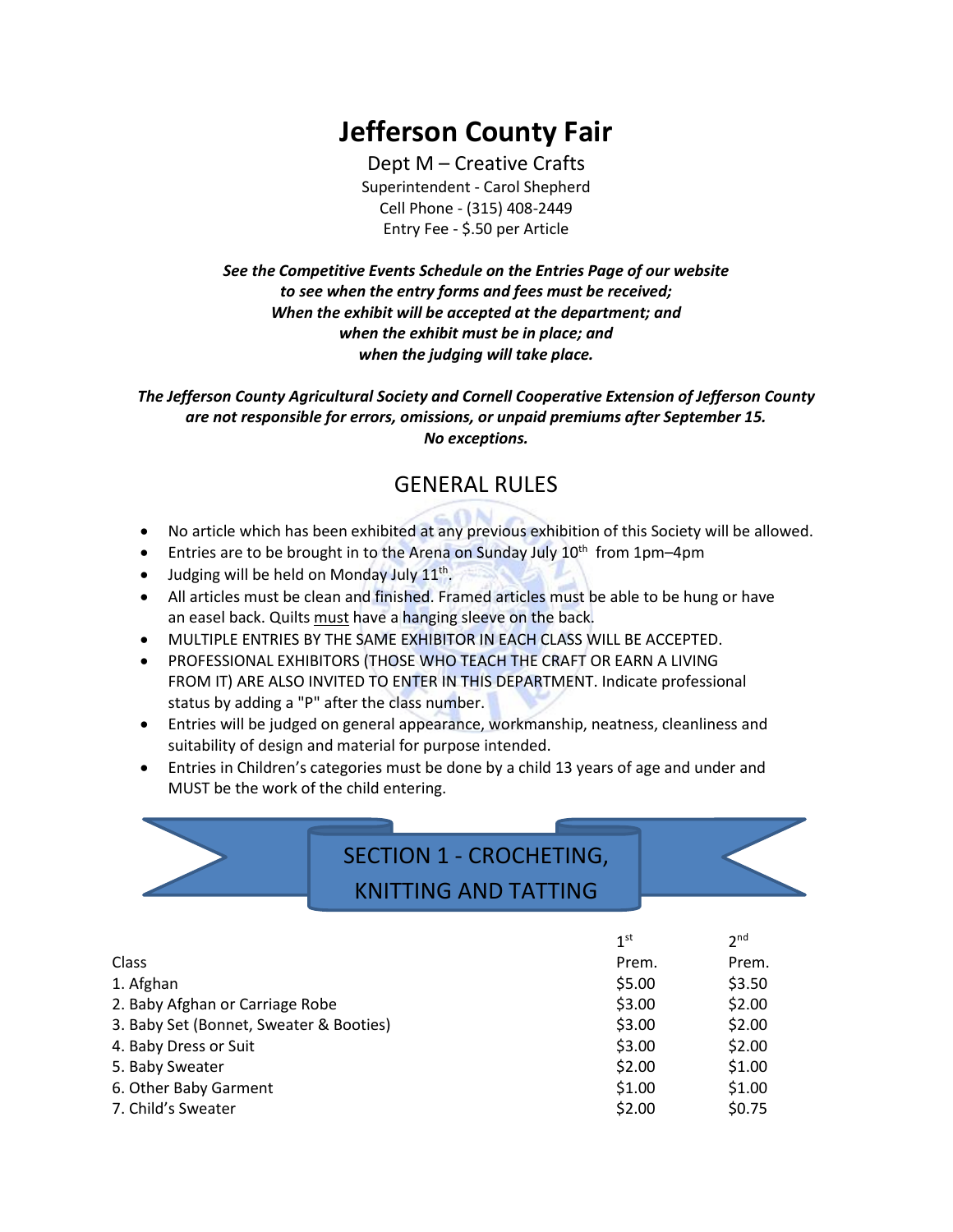# Jefferson County Fair

Dept M – Creative Crafts
Superintendent - Carol Shepherd
Cell Phone - (315) 408-2449
Entry Fee - $.50 per Article

***See the Competitive Events Schedule on the Entries Page of our website to see when the entry forms and fees must be received; When the exhibit will be accepted at the department; and when the exhibit must be in place; and when the judging will take place.***

***The Jefferson County Agricultural Society and Cornell Cooperative Extension of Jefferson County are not responsible for errors, omissions, or unpaid premiums after September 15. No exceptions.***

## GENERAL RULES

- No article which has been exhibited at any previous exhibition of this Society will be allowed.
- Entries are to be brought in to the Arena on Sunday July 10th from 1pm–4pm
- Judging will be held on Monday July 11th.
- All articles must be clean and finished. Framed articles must be able to be hung or have an easel back. Quilts must have a hanging sleeve on the back.
- MULTIPLE ENTRIES BY THE SAME EXHIBITOR IN EACH CLASS WILL BE ACCEPTED.
- PROFESSIONAL EXHIBITORS (THOSE WHO TEACH THE CRAFT OR EARN A LIVING FROM IT) ARE ALSO INVITED TO ENTER IN THIS DEPARTMENT. Indicate professional status by adding a "P" after the class number.
- Entries will be judged on general appearance, workmanship, neatness, cleanliness and suitability of design and material for purpose intended.
- Entries in Children's categories must be done by a child 13 years of age and under and MUST be the work of the child entering.

## SECTION 1 - CROCHETING, KNITTING AND TATTING

| Class | 1st Prem. | 2nd Prem. |
|---|---|---|
| 1. Afghan | $5.00 | $3.50 |
| 2. Baby Afghan or Carriage Robe | $3.00 | $2.00 |
| 3. Baby Set (Bonnet, Sweater & Booties) | $3.00 | $2.00 |
| 4. Baby Dress or Suit | $3.00 | $2.00 |
| 5. Baby Sweater | $2.00 | $1.00 |
| 6. Other Baby Garment | $1.00 | $1.00 |
| 7. Child's Sweater | $2.00 | $0.75 |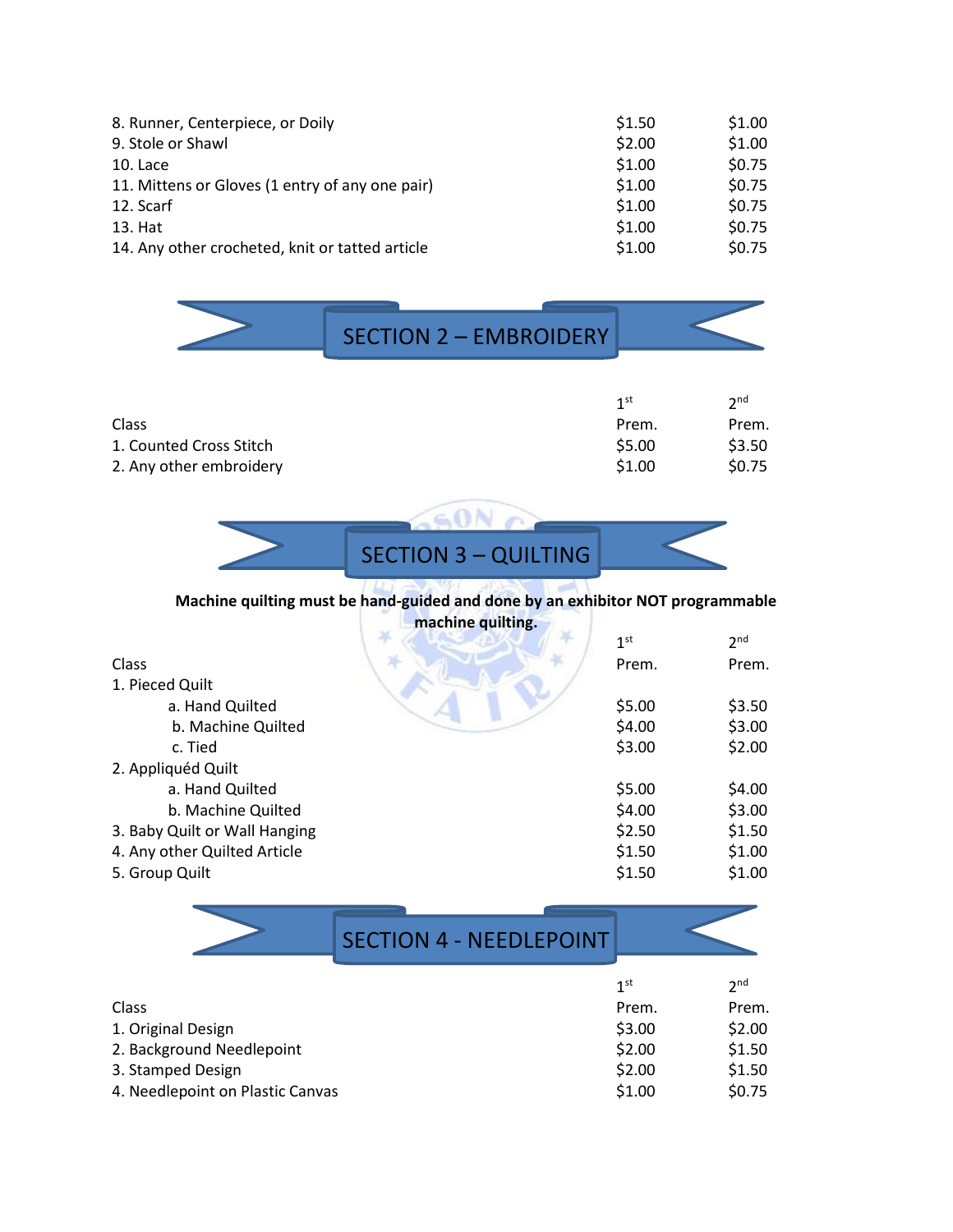| | | |
|---|---|---|
| 8. Runner, Centerpiece, or Doily | $1.50 | $1.00 |
| 9. Stole or Shawl | $2.00 | $1.00 |
| 10. Lace | $1.00 | $0.75 |
| 11. Mittens or Gloves (1 entry of any one pair) | $1.00 | $0.75 |
| 12. Scarf | $1.00 | $0.75 |
| 13. Hat | $1.00 | $0.75 |
| 14. Any other crocheted, knit or tatted article | $1.00 | $0.75 |

## SECTION 2 – EMBROIDERY

| Class | 1st Prem. | 2nd Prem. |
|---|---|---|
| 1. Counted Cross Stitch | $5.00 | $3.50 |
| 2. Any other embroidery | $1.00 | $0.75 |

## SECTION 3 – QUILTING

**Machine quilting must be hand-guided and done by an exhibitor NOT programmable machine quilting.**

| Class | 1st Prem. | 2nd Prem. |
|---|---|---|
| 1. Pieced Quilt | | |
| a. Hand Quilted | $5.00 | $3.50 |
| b. Machine Quilted | $4.00 | $3.00 |
| c. Tied | $3.00 | $2.00 |
| 2. Appliquéd Quilt | | |
| a. Hand Quilted | $5.00 | $4.00 |
| b. Machine Quilted | $4.00 | $3.00 |
| 3. Baby Quilt or Wall Hanging | $2.50 | $1.50 |
| 4. Any other Quilted Article | $1.50 | $1.00 |
| 5. Group Quilt | $1.50 | $1.00 |

## SECTION 4 - NEEDLEPOINT

| Class | 1st Prem. | 2nd Prem. |
|---|---|---|
| 1. Original Design | $3.00 | $2.00 |
| 2. Background Needlepoint | $2.00 | $1.50 |
| 3. Stamped Design | $2.00 | $1.50 |
| 4. Needlepoint on Plastic Canvas | $1.00 | $0.75 |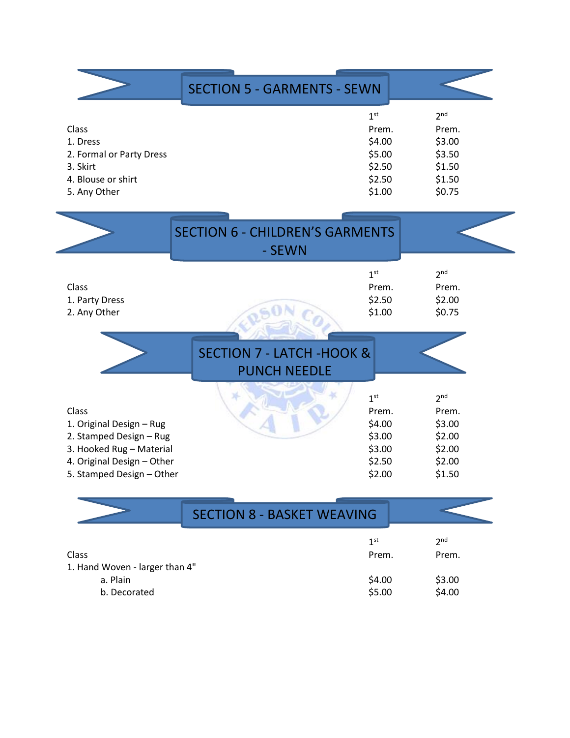## SECTION 5 - GARMENTS - SEWN

| Class | 1st Prem. | 2nd Prem. |
|---|---|---|
| 1. Dress | $4.00 | $3.00 |
| 2. Formal or Party Dress | $5.00 | $3.50 |
| 3. Skirt | $2.50 | $1.50 |
| 4. Blouse or shirt | $2.50 | $1.50 |
| 5. Any Other | $1.00 | $0.75 |

## SECTION 6 - CHILDREN'S GARMENTS - SEWN

| Class | 1st Prem. | 2nd Prem. |
|---|---|---|
| 1. Party Dress | $2.50 | $2.00 |
| 2. Any Other | $1.00 | $0.75 |

## SECTION 7 - LATCH -HOOK & PUNCH NEEDLE

| Class | 1st Prem. | 2nd Prem. |
|---|---|---|
| 1. Original Design – Rug | $4.00 | $3.00 |
| 2. Stamped Design – Rug | $3.00 | $2.00 |
| 3. Hooked Rug – Material | $3.00 | $2.00 |
| 4. Original Design – Other | $2.50 | $2.00 |
| 5. Stamped Design – Other | $2.00 | $1.50 |

## SECTION 8 - BASKET WEAVING

| Class | 1st Prem. | 2nd Prem. |
|---|---|---|
| 1. Hand Woven - larger than 4" | | |
| a. Plain | $4.00 | $3.00 |
| b. Decorated | $5.00 | $4.00 |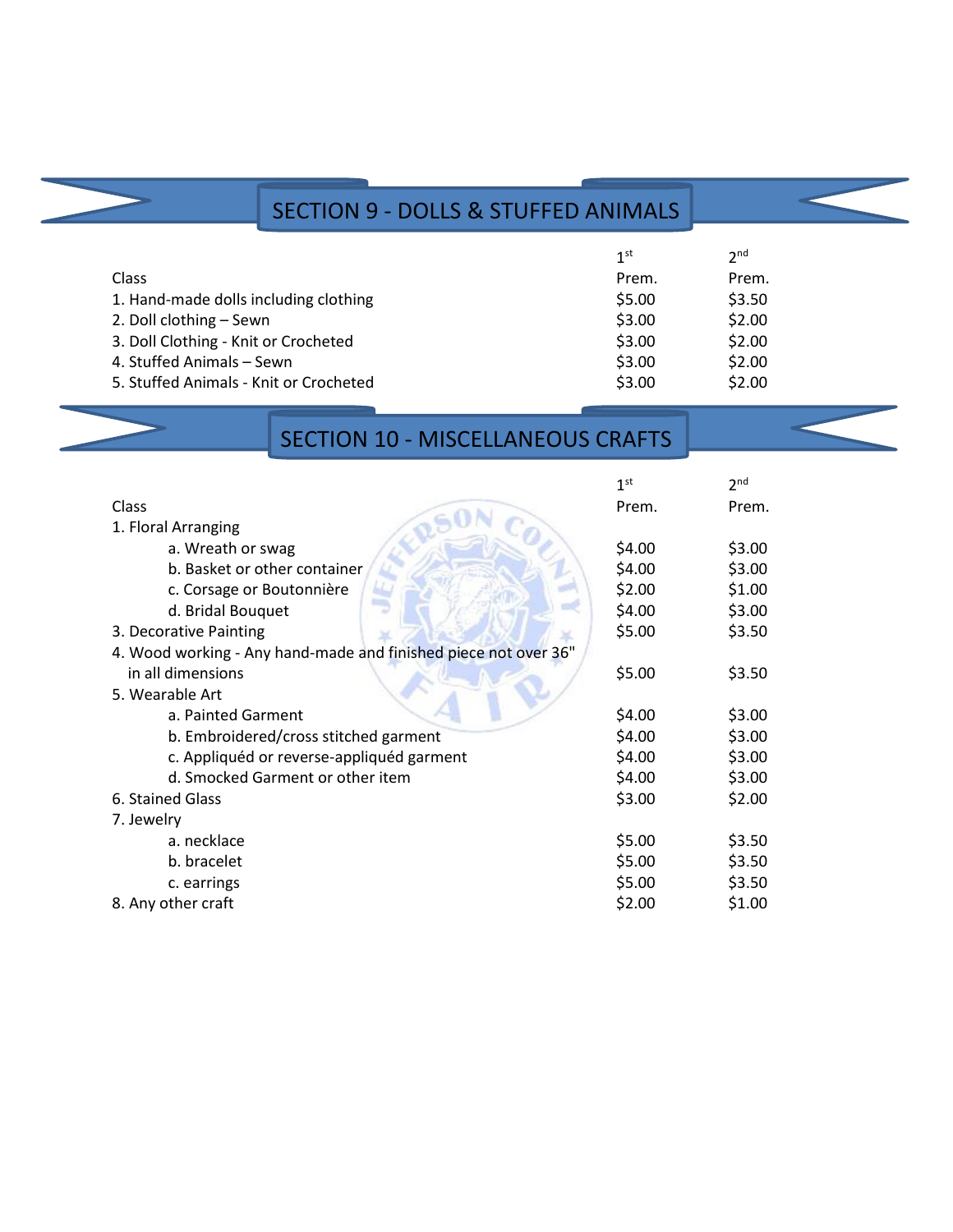## SECTION 9 - DOLLS & STUFFED ANIMALS

| Class | 1st Prem. | 2nd Prem. |
|---|---|---|
| 1. Hand-made dolls including clothing | $5.00 | $3.50 |
| 2. Doll clothing – Sewn | $3.00 | $2.00 |
| 3. Doll Clothing - Knit or Crocheted | $3.00 | $2.00 |
| 4. Stuffed Animals – Sewn | $3.00 | $2.00 |
| 5. Stuffed Animals - Knit or Crocheted | $3.00 | $2.00 |

## SECTION 10 - MISCELLANEOUS CRAFTS

| Class | 1st Prem. | 2nd Prem. |
|---|---|---|
| 1. Floral Arranging | | |
| a. Wreath or swag | $4.00 | $3.00 |
| b. Basket or other container | $4.00 | $3.00 |
| c. Corsage or Boutonnière | $2.00 | $1.00 |
| d. Bridal Bouquet | $4.00 | $3.00 |
| 3. Decorative Painting | $5.00 | $3.50 |
| 4. Wood working - Any hand-made and finished piece not over 36" in all dimensions | $5.00 | $3.50 |
| 5. Wearable Art | | |
| a. Painted Garment | $4.00 | $3.00 |
| b. Embroidered/cross stitched garment | $4.00 | $3.00 |
| c. Appliquéd or reverse-appliquéd garment | $4.00 | $3.00 |
| d. Smocked Garment or other item | $4.00 | $3.00 |
| 6. Stained Glass | $3.00 | $2.00 |
| 7. Jewelry | | |
| a. necklace | $5.00 | $3.50 |
| b. bracelet | $5.00 | $3.50 |
| c. earrings | $5.00 | $3.50 |
| 8. Any other craft | $2.00 | $1.00 |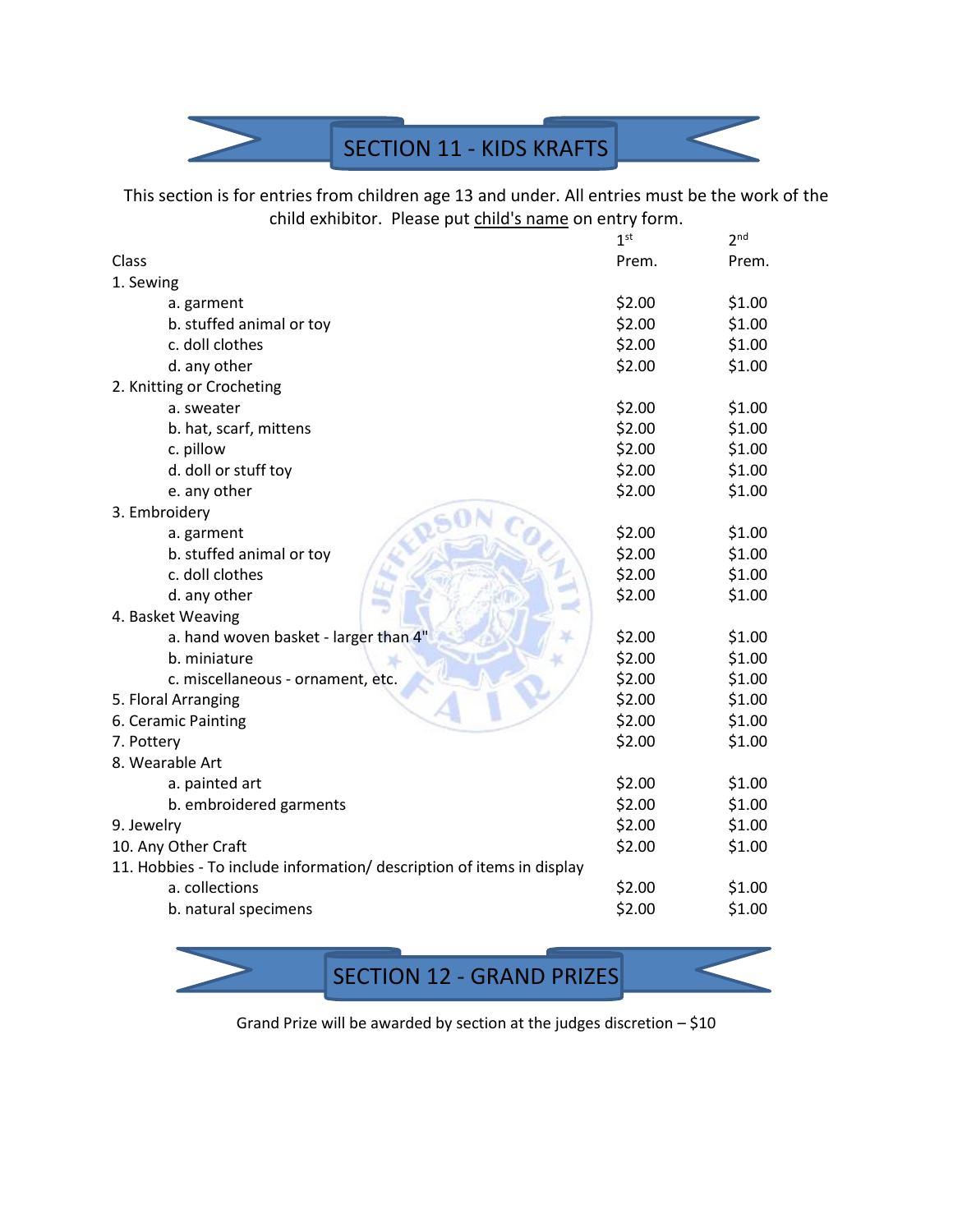## SECTION 11 - KIDS KRAFTS

This section is for entries from children age 13 and under. All entries must be the work of the child exhibitor. Please put child's name on entry form.

| Class | 1st Prem. | 2nd Prem. |
|---|---|---|
| 1. Sewing | | |
| a. garment | $2.00 | $1.00 |
| b. stuffed animal or toy | $2.00 | $1.00 |
| c. doll clothes | $2.00 | $1.00 |
| d. any other | $2.00 | $1.00 |
| 2. Knitting or Crocheting | | |
| a. sweater | $2.00 | $1.00 |
| b. hat, scarf, mittens | $2.00 | $1.00 |
| c. pillow | $2.00 | $1.00 |
| d. doll or stuff toy | $2.00 | $1.00 |
| e. any other | $2.00 | $1.00 |
| 3. Embroidery | | |
| a. garment | $2.00 | $1.00 |
| b. stuffed animal or toy | $2.00 | $1.00 |
| c. doll clothes | $2.00 | $1.00 |
| d. any other | $2.00 | $1.00 |
| 4. Basket Weaving | | |
| a. hand woven basket - larger than 4" | $2.00 | $1.00 |
| b. miniature | $2.00 | $1.00 |
| c. miscellaneous - ornament, etc. | $2.00 | $1.00 |
| 5. Floral Arranging | $2.00 | $1.00 |
| 6. Ceramic Painting | $2.00 | $1.00 |
| 7. Pottery | $2.00 | $1.00 |
| 8. Wearable Art | | |
| a. painted art | $2.00 | $1.00 |
| b. embroidered garments | $2.00 | $1.00 |
| 9. Jewelry | $2.00 | $1.00 |
| 10. Any Other Craft | $2.00 | $1.00 |
| 11. Hobbies - To include information/ description of items in display | | |
| a. collections | $2.00 | $1.00 |
| b. natural specimens | $2.00 | $1.00 |

## SECTION 12 - GRAND PRIZES

Grand Prize will be awarded by section at the judges discretion – $10